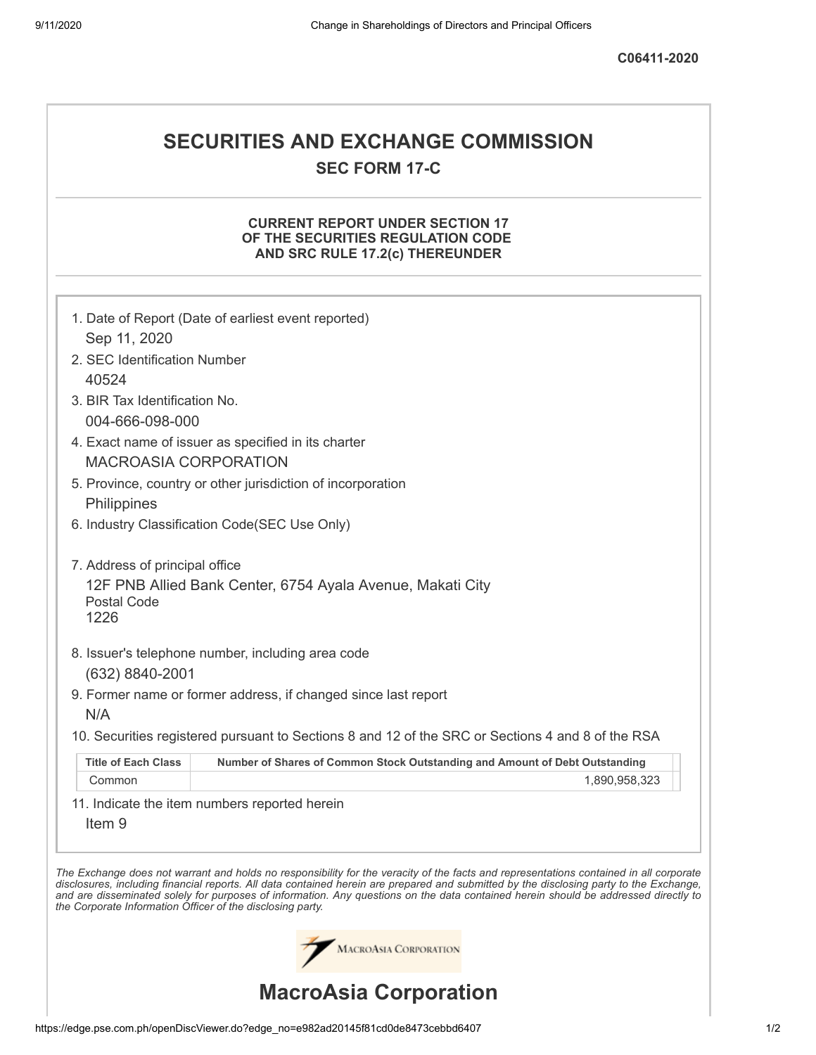C06411-2020

# SECURITIES AND EXCHANGE COMMISSION

## SEC FORM 17-C

### CURRENT REPORT UNDER SECTION 17 OF THE SECURITIES REGULATION CODE AND SRC RULE 17.2(c) THEREUNDER

1. Date of Report (Date of earliest event reported)
   Sep 11, 2020
2. SEC Identification Number
   40524
3. BIR Tax Identification No.
   004-666-098-000
4. Exact name of issuer as specified in its charter
   MACROASIA CORPORATION
5. Province, country or other jurisdiction of incorporation
   Philippines
6. Industry Classification Code(SEC Use Only)

7. Address of principal office
   12F PNB Allied Bank Center, 6754 Ayala Avenue, Makati City
   Postal Code
   1226
8. Issuer's telephone number, including area code
   (632) 8840-2001
9. Former name or former address, if changed since last report
   N/A
10. Securities registered pursuant to Sections 8 and 12 of the SRC or Sections 4 and 8 of the RSA

| Title of Each Class | Number of Shares of Common Stock Outstanding and Amount of Debt Outstanding |
|---|---|
| Common | 1,890,958,323 |

11. Indicate the item numbers reported herein
    Item 9

*The Exchange does not warrant and holds no responsibility for the veracity of the facts and representations contained in all corporate disclosures, including financial reports. All data contained herein are prepared and submitted by the disclosing party to the Exchange, and are disseminated solely for purposes of information. Any questions on the data contained herein should be addressed directly to the Corporate Information Officer of the disclosing party.*

MacroAsia Corporation

# MacroAsia Corporation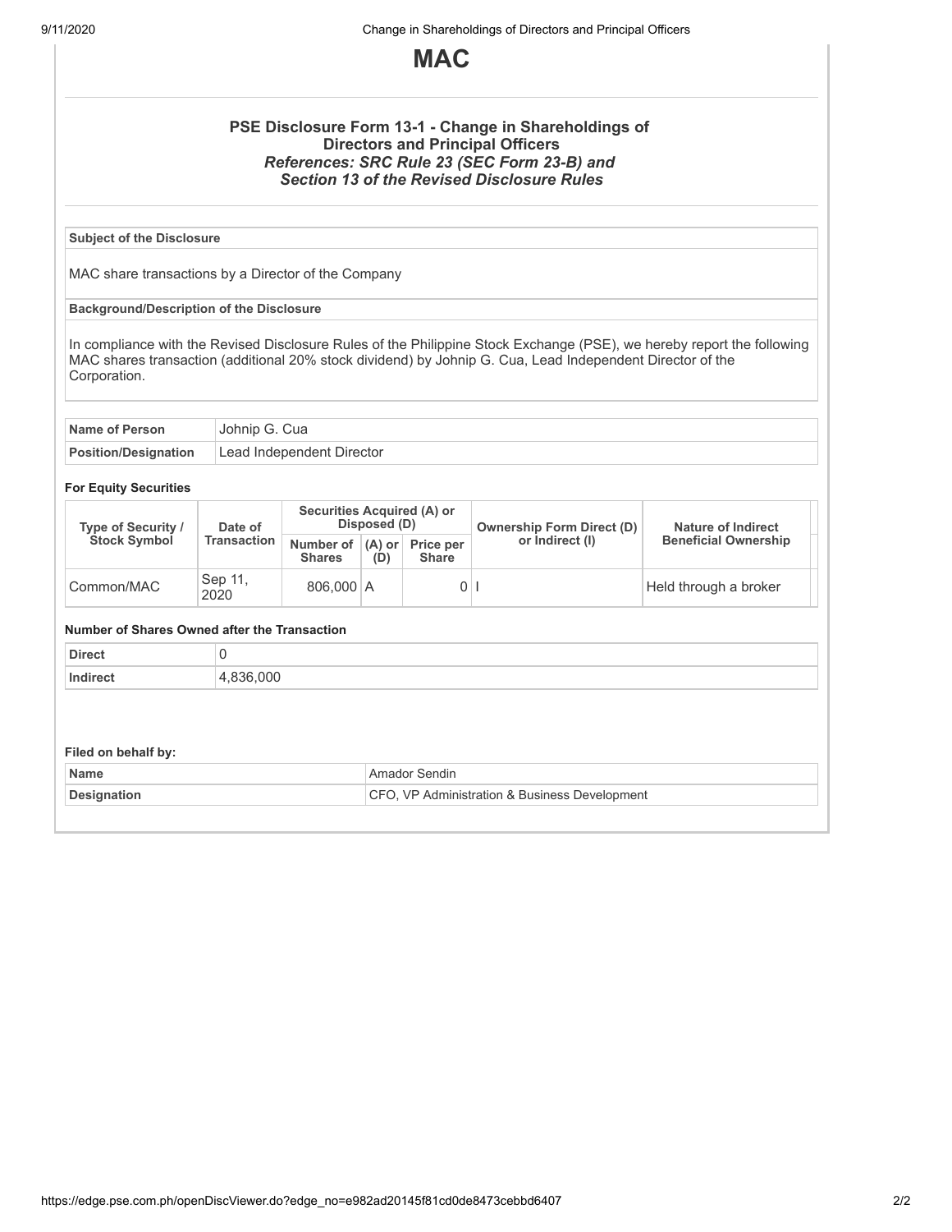# MAC

### PSE Disclosure Form 13-1 - Change in Shareholdings of Directors and Principal Officers

***References: SRC Rule 23 (SEC Form 23-B) and Section 13 of the Revised Disclosure Rules***

| Subject of the Disclosure |
| --- |
| MAC share transactions by a Director of the Company |

| Background/Description of the Disclosure |
| --- |
| In compliance with the Revised Disclosure Rules of the Philippine Stock Exchange (PSE), we hereby report the following MAC shares transaction (additional 20% stock dividend) by Johnip G. Cua, Lead Independent Director of the Corporation. |

| | |
| --- | --- |
| **Name of Person** | Johnip G. Cua |
| **Position/Designation** | Lead Independent Director |

**For Equity Securities**

| Type of Security / Stock Symbol | Date of Transaction | Securities Acquired (A) or Disposed (D) | | | Ownership Form Direct (D) or Indirect (I) | Nature of Indirect Beneficial Ownership |
| --- | --- | --- | --- | --- | --- | --- |
| | | Number of Shares | (A) or (D) | Price per Share | | |
| Common/MAC | Sep 11, 2020 | 806,000 | A | 0 | I | Held through a broker |

**Number of Shares Owned after the Transaction**

| | |
| --- | --- |
| **Direct** | 0 |
| **Indirect** | 4,836,000 |

**Filed on behalf by:**

| | |
| --- | --- |
| **Name** | Amador Sendin |
| **Designation** | CFO, VP Administration & Business Development |